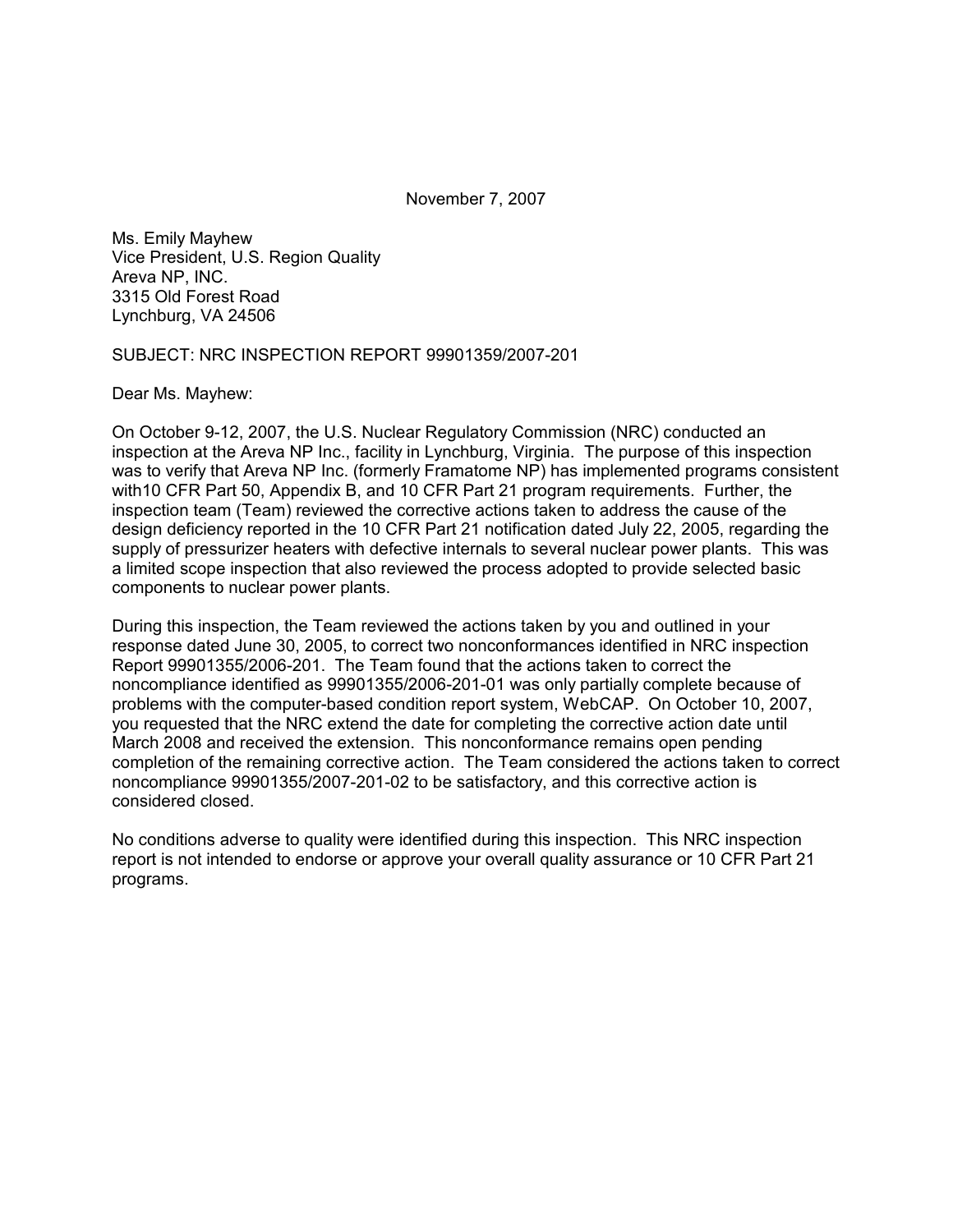November 7, 2007

Ms. Emily Mayhew
Vice President, U.S. Region Quality
Areva NP, INC.
3315 Old Forest Road
Lynchburg, VA 24506

SUBJECT: NRC INSPECTION REPORT 99901359/2007-201

Dear Ms. Mayhew:

On October 9-12, 2007, the U.S. Nuclear Regulatory Commission (NRC) conducted an inspection at the Areva NP Inc., facility in Lynchburg, Virginia. The purpose of this inspection was to verify that Areva NP Inc. (formerly Framatome NP) has implemented programs consistent with10 CFR Part 50, Appendix B, and 10 CFR Part 21 program requirements. Further, the inspection team (Team) reviewed the corrective actions taken to address the cause of the design deficiency reported in the 10 CFR Part 21 notification dated July 22, 2005, regarding the supply of pressurizer heaters with defective internals to several nuclear power plants. This was a limited scope inspection that also reviewed the process adopted to provide selected basic components to nuclear power plants.

During this inspection, the Team reviewed the actions taken by you and outlined in your response dated June 30, 2005, to correct two nonconformances identified in NRC inspection Report 99901355/2006-201. The Team found that the actions taken to correct the noncompliance identified as 99901355/2006-201-01 was only partially complete because of problems with the computer-based condition report system, WebCAP. On October 10, 2007, you requested that the NRC extend the date for completing the corrective action date until March 2008 and received the extension. This nonconformance remains open pending completion of the remaining corrective action. The Team considered the actions taken to correct noncompliance 99901355/2007-201-02 to be satisfactory, and this corrective action is considered closed.

No conditions adverse to quality were identified during this inspection. This NRC inspection report is not intended to endorse or approve your overall quality assurance or 10 CFR Part 21 programs.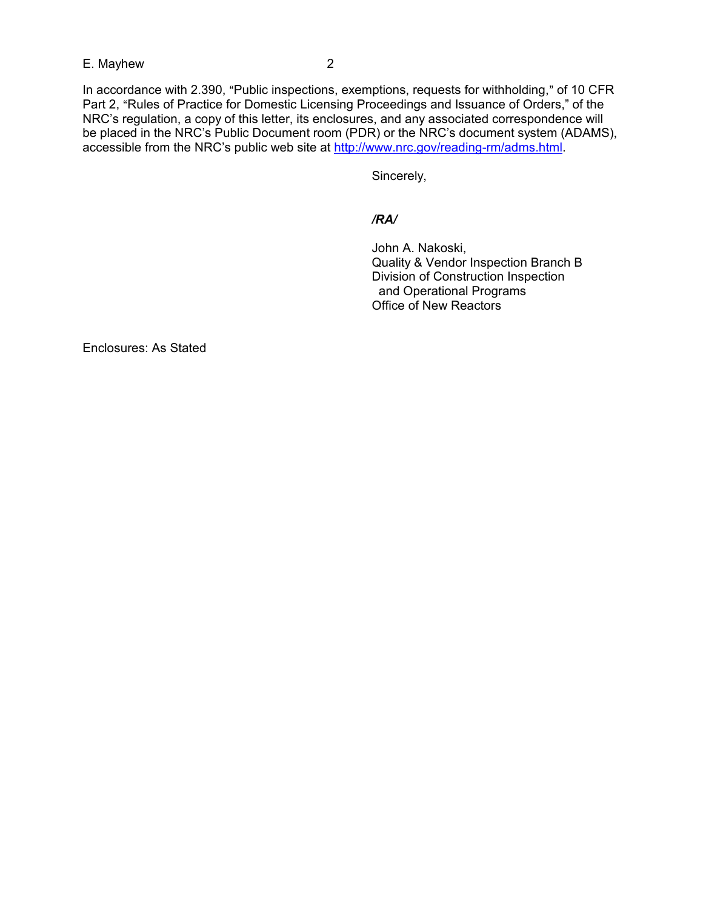In accordance with 2.390, “Public inspections, exemptions, requests for withholding,” of 10 CFR Part 2, “Rules of Practice for Domestic Licensing Proceedings and Issuance of Orders,” of the NRC’s regulation, a copy of this letter, its enclosures, and any associated correspondence will be placed in the NRC’s Public Document room (PDR) or the NRC’s document system (ADAMS), accessible from the NRC’s public web site at http://www.nrc.gov/reading-rm/adms.html.

Sincerely,

***/RA/***

John A. Nakoski,
Quality & Vendor Inspection Branch B
Division of Construction Inspection
and Operational Programs
Office of New Reactors

Enclosures: As Stated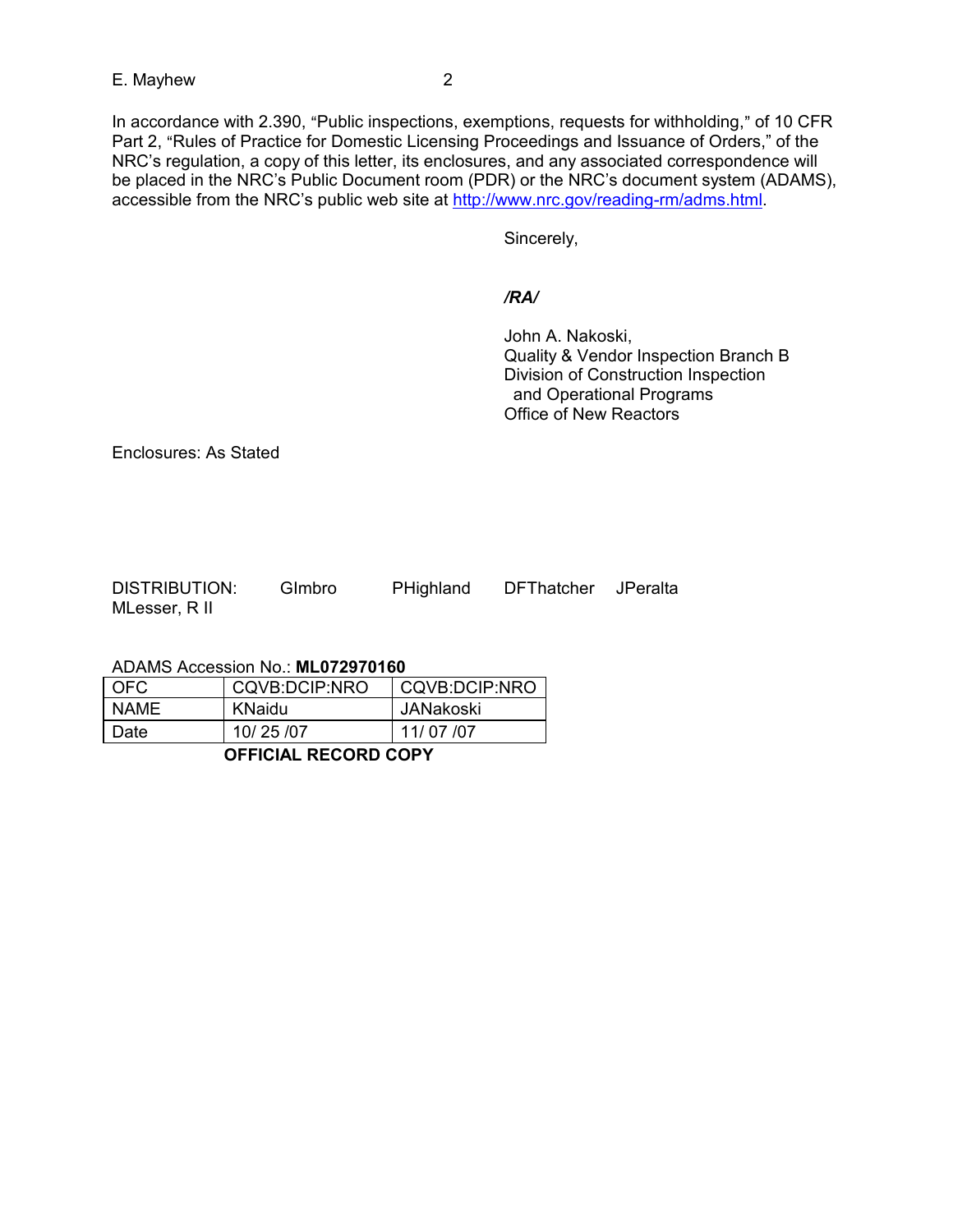In accordance with 2.390, "Public inspections, exemptions, requests for withholding," of 10 CFR Part 2, "Rules of Practice for Domestic Licensing Proceedings and Issuance of Orders," of the NRC's regulation, a copy of this letter, its enclosures, and any associated correspondence will be placed in the NRC's Public Document room (PDR) or the NRC's document system (ADAMS), accessible from the NRC's public web site at http://www.nrc.gov/reading-rm/adms.html.

Sincerely,

*/RA/*

John A. Nakoski,
Quality & Vendor Inspection Branch B
Division of Construction Inspection
and Operational Programs
Office of New Reactors

Enclosures: As Stated

DISTRIBUTION: GImbro PHighland DFThatcher JPeralta MLesser, R II

ADAMS Accession No.: **ML072970160**

| OFC | CQVB:DCIP:NRO | CQVB:DCIP:NRO |
|---|---|---|
| NAME | KNaidu | JANakoski |
| Date | 10/ 25 /07 | 11/ 07 /07 |

**OFFICIAL RECORD COPY**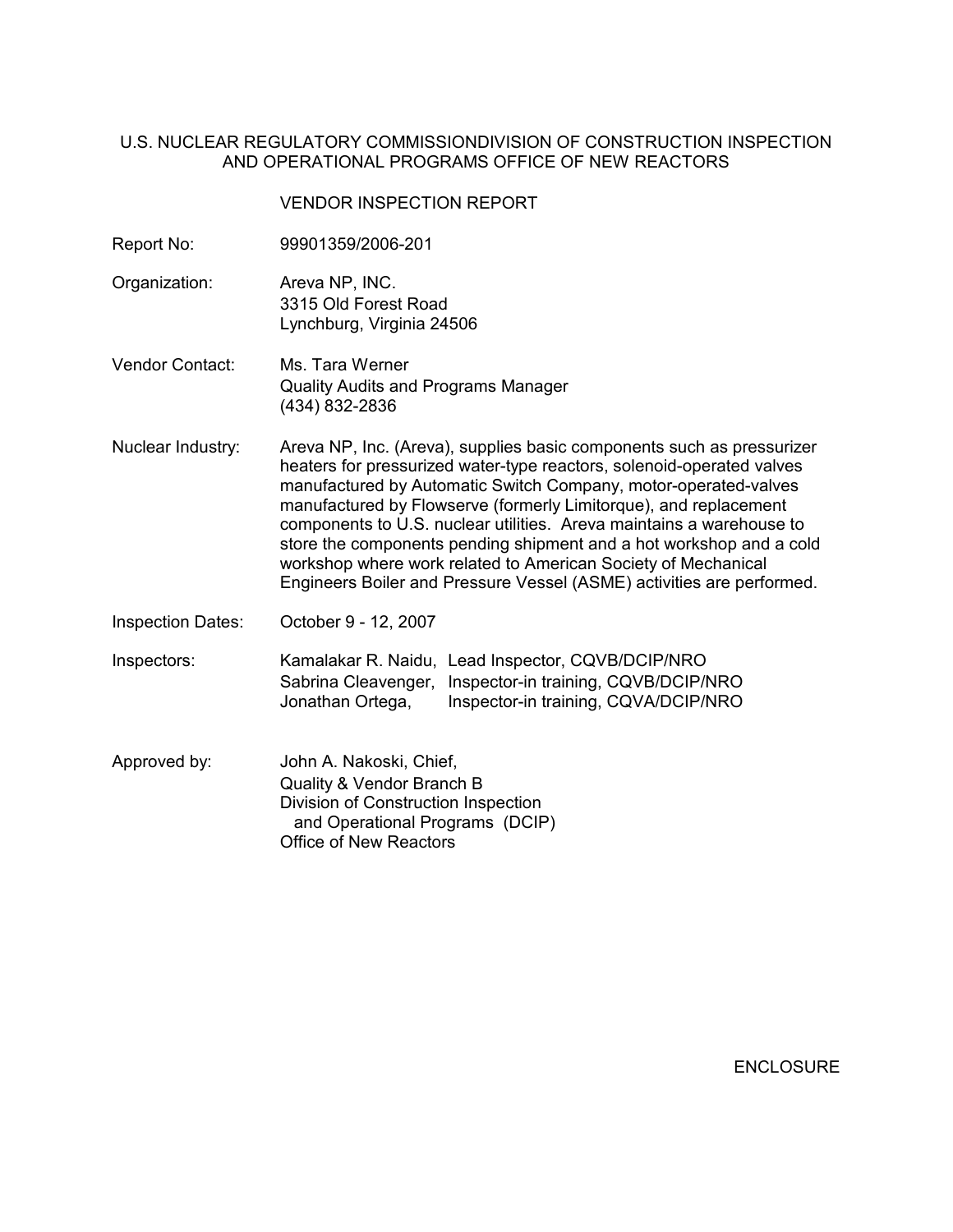U.S. NUCLEAR REGULATORY COMMISSIONDIVISION OF CONSTRUCTION INSPECTION AND OPERATIONAL PROGRAMS OFFICE OF NEW REACTORS

VENDOR INSPECTION REPORT

| | |
|---|---|
| Report No: | 99901359/2006-201 |
| Organization: | Areva NP, INC.<br>3315 Old Forest Road<br>Lynchburg, Virginia 24506 |
| Vendor Contact: | Ms. Tara Werner<br>Quality Audits and Programs Manager<br>(434) 832-2836 |
| Nuclear Industry: | Areva NP, Inc. (Areva), supplies basic components such as pressurizer heaters for pressurized water-type reactors, solenoid-operated valves manufactured by Automatic Switch Company, motor-operated-valves manufactured by Flowserve (formerly Limitorque), and replacement components to U.S. nuclear utilities. Areva maintains a warehouse to store the components pending shipment and a hot workshop and a cold workshop where work related to American Society of Mechanical Engineers Boiler and Pressure Vessel (ASME) activities are performed. |
| Inspection Dates: | October 9 - 12, 2007 |
| Inspectors: | Kamalakar R. Naidu, Lead Inspector, CQVB/DCIP/NRO<br>Sabrina Cleavenger, Inspector-in training, CQVB/DCIP/NRO<br>Jonathan Ortega, Inspector-in training, CQVA/DCIP/NRO |
| Approved by: | John A. Nakoski, Chief,<br>Quality & Vendor Branch B<br>Division of Construction Inspection and Operational Programs (DCIP)<br>Office of New Reactors |

ENCLOSURE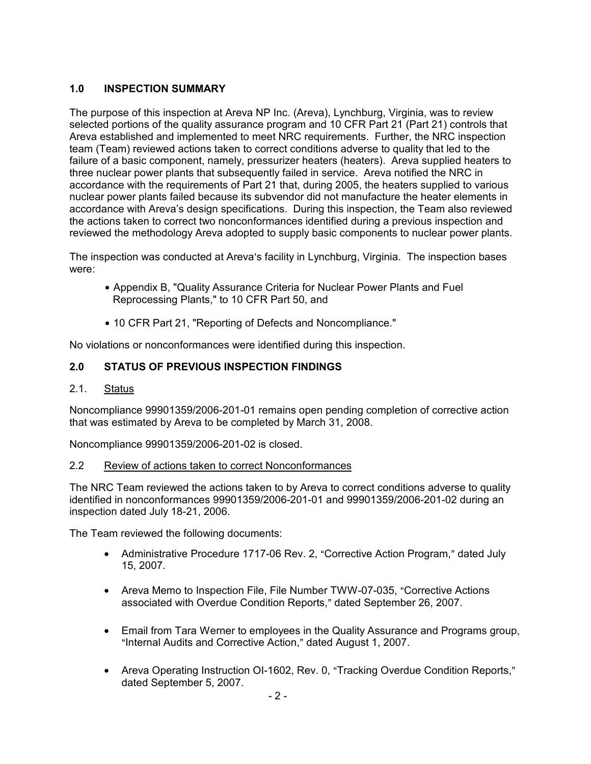## 1.0 INSPECTION SUMMARY

The purpose of this inspection at Areva NP Inc. (Areva), Lynchburg, Virginia, was to review selected portions of the quality assurance program and 10 CFR Part 21 (Part 21) controls that Areva established and implemented to meet NRC requirements. Further, the NRC inspection team (Team) reviewed actions taken to correct conditions adverse to quality that led to the failure of a basic component, namely, pressurizer heaters (heaters). Areva supplied heaters to three nuclear power plants that subsequently failed in service. Areva notified the NRC in accordance with the requirements of Part 21 that, during 2005, the heaters supplied to various nuclear power plants failed because its subvendor did not manufacture the heater elements in accordance with Areva's design specifications. During this inspection, the Team also reviewed the actions taken to correct two nonconformances identified during a previous inspection and reviewed the methodology Areva adopted to supply basic components to nuclear power plants.

The inspection was conducted at Areva's facility in Lynchburg, Virginia. The inspection bases were:

- Appendix B, "Quality Assurance Criteria for Nuclear Power Plants and Fuel Reprocessing Plants," to 10 CFR Part 50, and
- 10 CFR Part 21, "Reporting of Defects and Noncompliance."

No violations or nonconformances were identified during this inspection.

## 2.0 STATUS OF PREVIOUS INSPECTION FINDINGS

### 2.1. Status

Noncompliance 99901359/2006-201-01 remains open pending completion of corrective action that was estimated by Areva to be completed by March 31, 2008.

Noncompliance 99901359/2006-201-02 is closed.

### 2.2 Review of actions taken to correct Nonconformances

The NRC Team reviewed the actions taken to by Areva to correct conditions adverse to quality identified in nonconformances 99901359/2006-201-01 and 99901359/2006-201-02 during an inspection dated July 18-21, 2006.

The Team reviewed the following documents:

- Administrative Procedure 1717-06 Rev. 2, "Corrective Action Program," dated July 15, 2007.
- Areva Memo to Inspection File, File Number TWW-07-035, "Corrective Actions associated with Overdue Condition Reports," dated September 26, 2007.
- Email from Tara Werner to employees in the Quality Assurance and Programs group, "Internal Audits and Corrective Action," dated August 1, 2007.
- Areva Operating Instruction OI-1602, Rev. 0, "Tracking Overdue Condition Reports," dated September 5, 2007.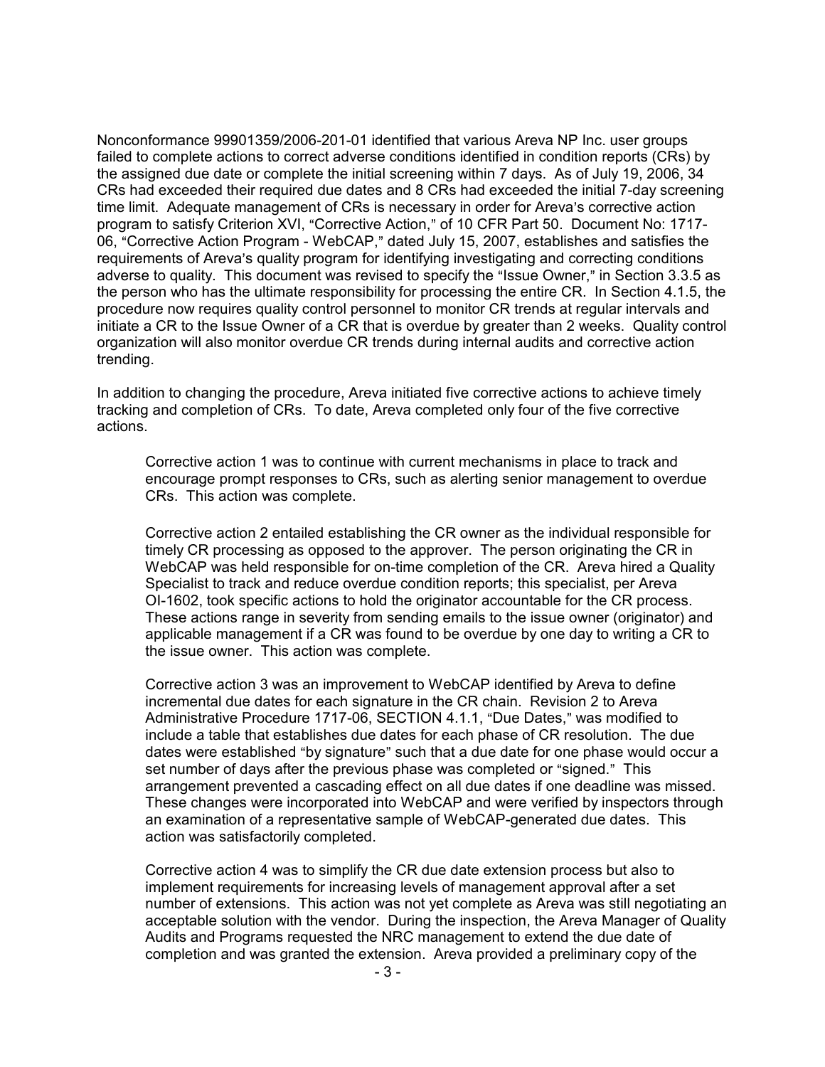Nonconformance 99901359/2006-201-01 identified that various Areva NP Inc. user groups failed to complete actions to correct adverse conditions identified in condition reports (CRs) by the assigned due date or complete the initial screening within 7 days. As of July 19, 2006, 34 CRs had exceeded their required due dates and 8 CRs had exceeded the initial 7-day screening time limit. Adequate management of CRs is necessary in order for Areva's corrective action program to satisfy Criterion XVI, "Corrective Action," of 10 CFR Part 50. Document No: 1717-06, "Corrective Action Program - WebCAP," dated July 15, 2007, establishes and satisfies the requirements of Areva's quality program for identifying investigating and correcting conditions adverse to quality. This document was revised to specify the "Issue Owner," in Section 3.3.5 as the person who has the ultimate responsibility for processing the entire CR. In Section 4.1.5, the procedure now requires quality control personnel to monitor CR trends at regular intervals and initiate a CR to the Issue Owner of a CR that is overdue by greater than 2 weeks. Quality control organization will also monitor overdue CR trends during internal audits and corrective action trending.

In addition to changing the procedure, Areva initiated five corrective actions to achieve timely tracking and completion of CRs. To date, Areva completed only four of the five corrective actions.

> Corrective action 1 was to continue with current mechanisms in place to track and encourage prompt responses to CRs, such as alerting senior management to overdue CRs. This action was complete.
>
> Corrective action 2 entailed establishing the CR owner as the individual responsible for timely CR processing as opposed to the approver. The person originating the CR in WebCAP was held responsible for on-time completion of the CR. Areva hired a Quality Specialist to track and reduce overdue condition reports; this specialist, per Areva OI-1602, took specific actions to hold the originator accountable for the CR process. These actions range in severity from sending emails to the issue owner (originator) and applicable management if a CR was found to be overdue by one day to writing a CR to the issue owner. This action was complete.
>
> Corrective action 3 was an improvement to WebCAP identified by Areva to define incremental due dates for each signature in the CR chain. Revision 2 to Areva Administrative Procedure 1717-06, SECTION 4.1.1, "Due Dates," was modified to include a table that establishes due dates for each phase of CR resolution. The due dates were established "by signature" such that a due date for one phase would occur a set number of days after the previous phase was completed or "signed." This arrangement prevented a cascading effect on all due dates if one deadline was missed. These changes were incorporated into WebCAP and were verified by inspectors through an examination of a representative sample of WebCAP-generated due dates. This action was satisfactorily completed.
>
> Corrective action 4 was to simplify the CR due date extension process but also to implement requirements for increasing levels of management approval after a set number of extensions. This action was not yet complete as Areva was still negotiating an acceptable solution with the vendor. During the inspection, the Areva Manager of Quality Audits and Programs requested the NRC management to extend the due date of completion and was granted the extension. Areva provided a preliminary copy of the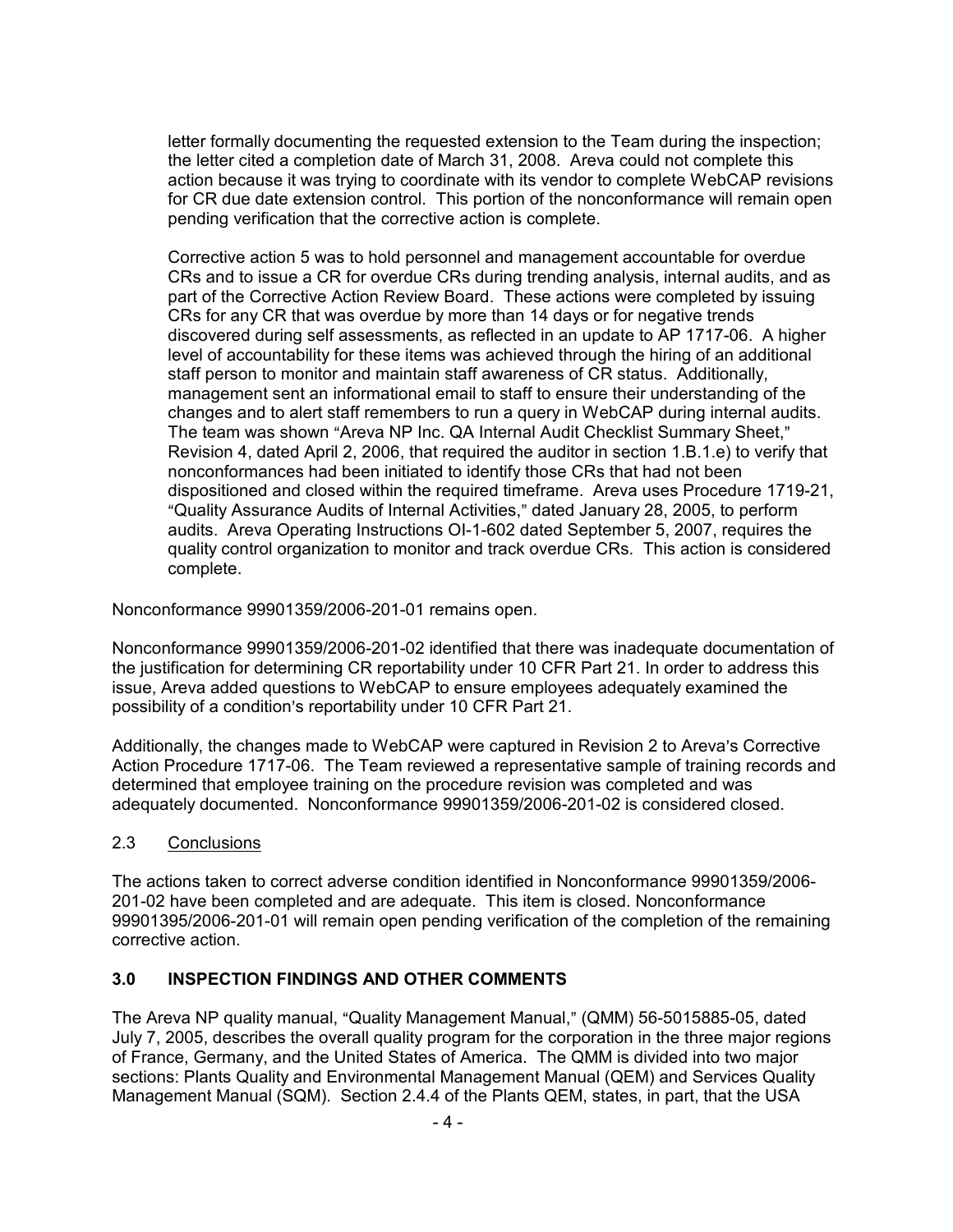letter formally documenting the requested extension to the Team during the inspection; the letter cited a completion date of March 31, 2008. Areva could not complete this action because it was trying to coordinate with its vendor to complete WebCAP revisions for CR due date extension control. This portion of the nonconformance will remain open pending verification that the corrective action is complete.

Corrective action 5 was to hold personnel and management accountable for overdue CRs and to issue a CR for overdue CRs during trending analysis, internal audits, and as part of the Corrective Action Review Board. These actions were completed by issuing CRs for any CR that was overdue by more than 14 days or for negative trends discovered during self assessments, as reflected in an update to AP 1717-06. A higher level of accountability for these items was achieved through the hiring of an additional staff person to monitor and maintain staff awareness of CR status. Additionally, management sent an informational email to staff to ensure their understanding of the changes and to alert staff remembers to run a query in WebCAP during internal audits. The team was shown "Areva NP Inc. QA Internal Audit Checklist Summary Sheet," Revision 4, dated April 2, 2006, that required the auditor in section 1.B.1.e) to verify that nonconformances had been initiated to identify those CRs that had not been dispositioned and closed within the required timeframe. Areva uses Procedure 1719-21, "Quality Assurance Audits of Internal Activities," dated January 28, 2005, to perform audits. Areva Operating Instructions OI-1-602 dated September 5, 2007, requires the quality control organization to monitor and track overdue CRs. This action is considered complete.

Nonconformance 99901359/2006-201-01 remains open.

Nonconformance 99901359/2006-201-02 identified that there was inadequate documentation of the justification for determining CR reportability under 10 CFR Part 21. In order to address this issue, Areva added questions to WebCAP to ensure employees adequately examined the possibility of a condition's reportability under 10 CFR Part 21.

Additionally, the changes made to WebCAP were captured in Revision 2 to Areva's Corrective Action Procedure 1717-06. The Team reviewed a representative sample of training records and determined that employee training on the procedure revision was completed and was adequately documented. Nonconformance 99901359/2006-201-02 is considered closed.

### 2.3 Conclusions

The actions taken to correct adverse condition identified in Nonconformance 99901359/2006-201-02 have been completed and are adequate. This item is closed. Nonconformance 99901395/2006-201-01 will remain open pending verification of the completion of the remaining corrective action.

## 3.0 INSPECTION FINDINGS AND OTHER COMMENTS

The Areva NP quality manual, "Quality Management Manual," (QMM) 56-5015885-05, dated July 7, 2005, describes the overall quality program for the corporation in the three major regions of France, Germany, and the United States of America. The QMM is divided into two major sections: Plants Quality and Environmental Management Manual (QEM) and Services Quality Management Manual (SQM). Section 2.4.4 of the Plants QEM, states, in part, that the USA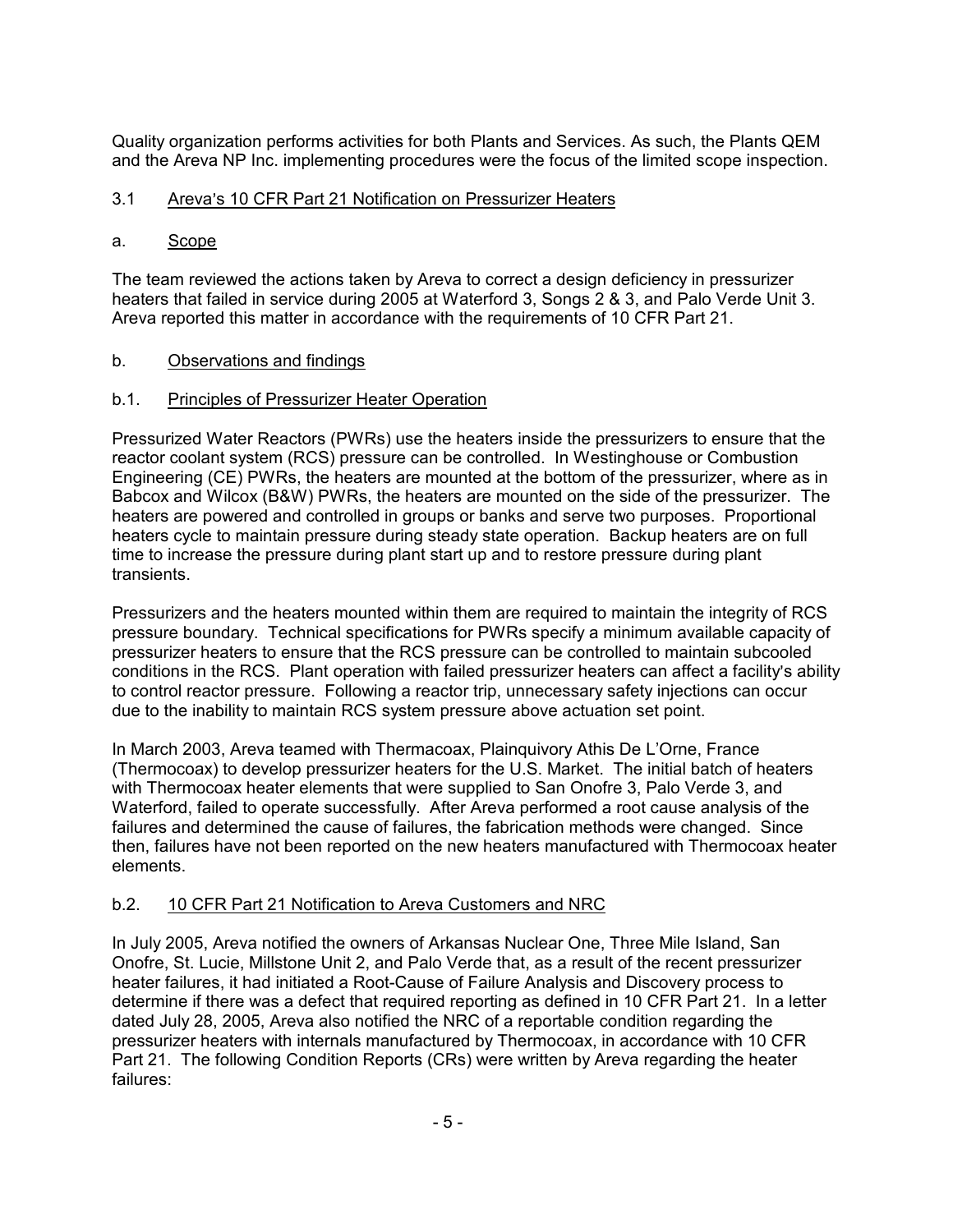Quality organization performs activities for both Plants and Services. As such, the Plants QEM and the Areva NP Inc. implementing procedures were the focus of the limited scope inspection.

### 3.1 Areva's 10 CFR Part 21 Notification on Pressurizer Heaters

#### a. Scope

The team reviewed the actions taken by Areva to correct a design deficiency in pressurizer heaters that failed in service during 2005 at Waterford 3, Songs 2 & 3, and Palo Verde Unit 3. Areva reported this matter in accordance with the requirements of 10 CFR Part 21.

#### b. Observations and findings

#### b.1. Principles of Pressurizer Heater Operation

Pressurized Water Reactors (PWRs) use the heaters inside the pressurizers to ensure that the reactor coolant system (RCS) pressure can be controlled. In Westinghouse or Combustion Engineering (CE) PWRs, the heaters are mounted at the bottom of the pressurizer, where as in Babcox and Wilcox (B&W) PWRs, the heaters are mounted on the side of the pressurizer. The heaters are powered and controlled in groups or banks and serve two purposes. Proportional heaters cycle to maintain pressure during steady state operation. Backup heaters are on full time to increase the pressure during plant start up and to restore pressure during plant transients.

Pressurizers and the heaters mounted within them are required to maintain the integrity of RCS pressure boundary. Technical specifications for PWRs specify a minimum available capacity of pressurizer heaters to ensure that the RCS pressure can be controlled to maintain subcooled conditions in the RCS. Plant operation with failed pressurizer heaters can affect a facility's ability to control reactor pressure. Following a reactor trip, unnecessary safety injections can occur due to the inability to maintain RCS system pressure above actuation set point.

In March 2003, Areva teamed with Thermacoax, Plainquivory Athis De L'Orne, France (Thermocoax) to develop pressurizer heaters for the U.S. Market. The initial batch of heaters with Thermocoax heater elements that were supplied to San Onofre 3, Palo Verde 3, and Waterford, failed to operate successfully. After Areva performed a root cause analysis of the failures and determined the cause of failures, the fabrication methods were changed. Since then, failures have not been reported on the new heaters manufactured with Thermocoax heater elements.

#### b.2. 10 CFR Part 21 Notification to Areva Customers and NRC

In July 2005, Areva notified the owners of Arkansas Nuclear One, Three Mile Island, San Onofre, St. Lucie, Millstone Unit 2, and Palo Verde that, as a result of the recent pressurizer heater failures, it had initiated a Root-Cause of Failure Analysis and Discovery process to determine if there was a defect that required reporting as defined in 10 CFR Part 21. In a letter dated July 28, 2005, Areva also notified the NRC of a reportable condition regarding the pressurizer heaters with internals manufactured by Thermocoax, in accordance with 10 CFR Part 21. The following Condition Reports (CRs) were written by Areva regarding the heater failures: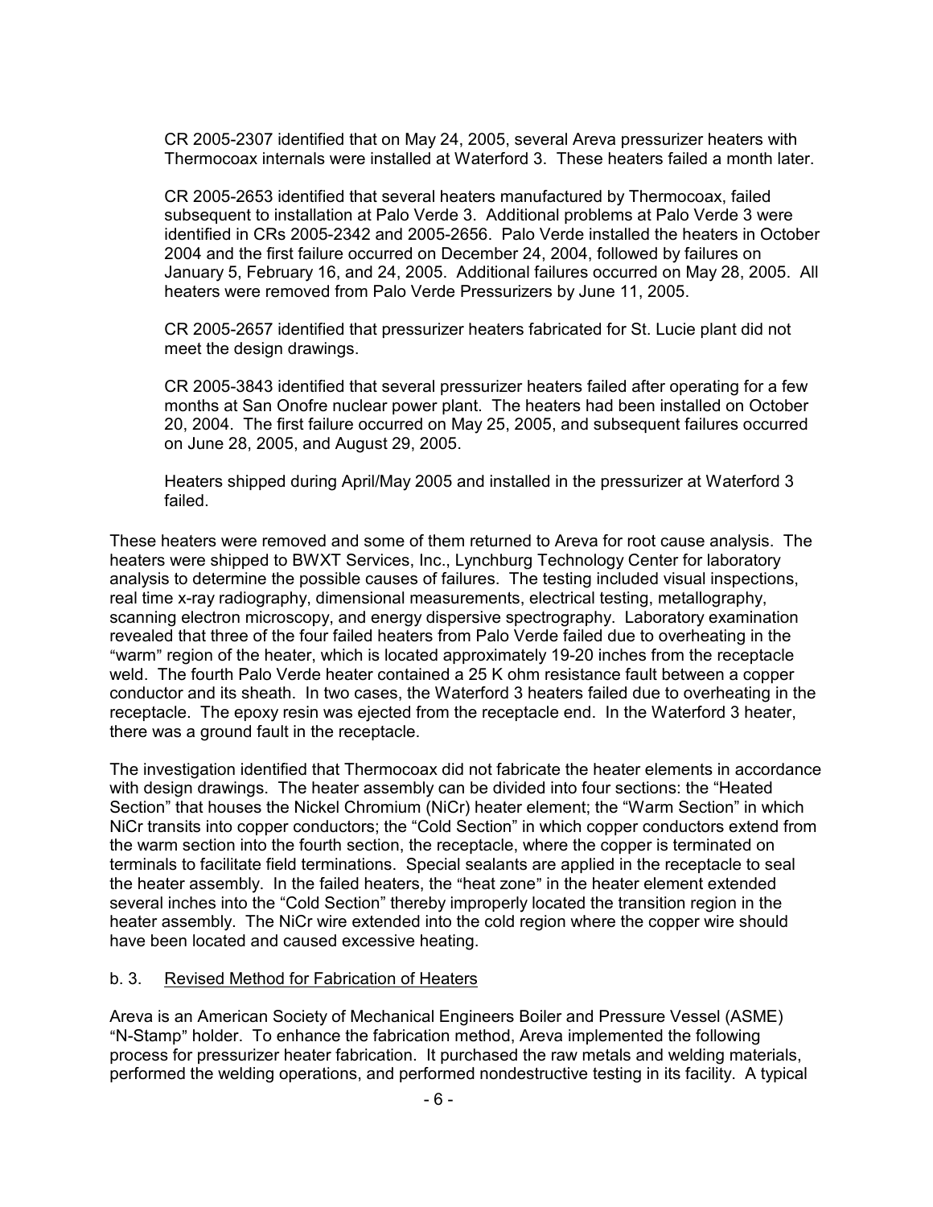CR 2005-2307 identified that on May 24, 2005, several Areva pressurizer heaters with Thermocoax internals were installed at Waterford 3. These heaters failed a month later.

CR 2005-2653 identified that several heaters manufactured by Thermocoax, failed subsequent to installation at Palo Verde 3. Additional problems at Palo Verde 3 were identified in CRs 2005-2342 and 2005-2656. Palo Verde installed the heaters in October 2004 and the first failure occurred on December 24, 2004, followed by failures on January 5, February 16, and 24, 2005. Additional failures occurred on May 28, 2005. All heaters were removed from Palo Verde Pressurizers by June 11, 2005.

CR 2005-2657 identified that pressurizer heaters fabricated for St. Lucie plant did not meet the design drawings.

CR 2005-3843 identified that several pressurizer heaters failed after operating for a few months at San Onofre nuclear power plant. The heaters had been installed on October 20, 2004. The first failure occurred on May 25, 2005, and subsequent failures occurred on June 28, 2005, and August 29, 2005.

Heaters shipped during April/May 2005 and installed in the pressurizer at Waterford 3 failed.

These heaters were removed and some of them returned to Areva for root cause analysis. The heaters were shipped to BWXT Services, Inc., Lynchburg Technology Center for laboratory analysis to determine the possible causes of failures. The testing included visual inspections, real time x-ray radiography, dimensional measurements, electrical testing, metallography, scanning electron microscopy, and energy dispersive spectrography. Laboratory examination revealed that three of the four failed heaters from Palo Verde failed due to overheating in the "warm" region of the heater, which is located approximately 19-20 inches from the receptacle weld. The fourth Palo Verde heater contained a 25 K ohm resistance fault between a copper conductor and its sheath. In two cases, the Waterford 3 heaters failed due to overheating in the receptacle. The epoxy resin was ejected from the receptacle end. In the Waterford 3 heater, there was a ground fault in the receptacle.

The investigation identified that Thermocoax did not fabricate the heater elements in accordance with design drawings. The heater assembly can be divided into four sections: the "Heated Section" that houses the Nickel Chromium (NiCr) heater element; the "Warm Section" in which NiCr transits into copper conductors; the "Cold Section" in which copper conductors extend from the warm section into the fourth section, the receptacle, where the copper is terminated on terminals to facilitate field terminations. Special sealants are applied in the receptacle to seal the heater assembly. In the failed heaters, the "heat zone" in the heater element extended several inches into the "Cold Section" thereby improperly located the transition region in the heater assembly. The NiCr wire extended into the cold region where the copper wire should have been located and caused excessive heating.

b. 3. Revised Method for Fabrication of Heaters

Areva is an American Society of Mechanical Engineers Boiler and Pressure Vessel (ASME) "N-Stamp" holder. To enhance the fabrication method, Areva implemented the following process for pressurizer heater fabrication. It purchased the raw metals and welding materials, performed the welding operations, and performed nondestructive testing in its facility. A typical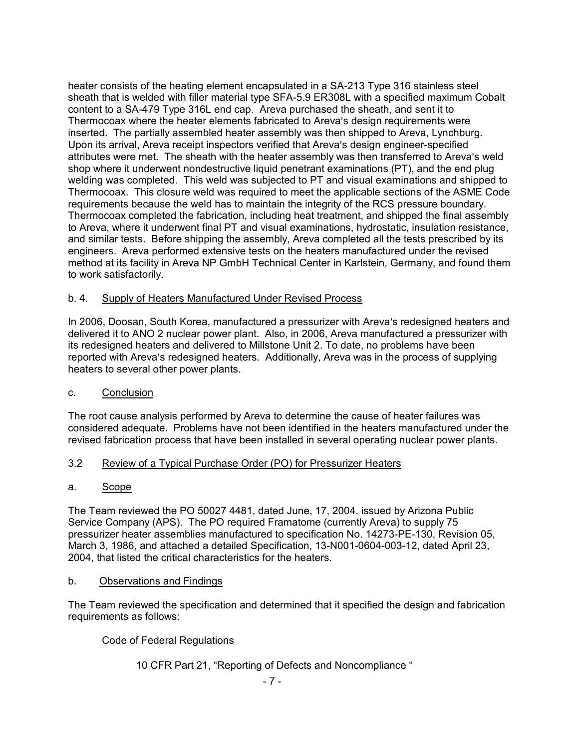heater consists of the heating element encapsulated in a SA-213 Type 316 stainless steel sheath that is welded with filler material type SFA-5.9 ER308L with a specified maximum Cobalt content to a SA-479 Type 316L end cap. Areva purchased the sheath, and sent it to Thermocoax where the heater elements fabricated to Areva's design requirements were inserted. The partially assembled heater assembly was then shipped to Areva, Lynchburg. Upon its arrival, Areva receipt inspectors verified that Areva's design engineer-specified attributes were met. The sheath with the heater assembly was then transferred to Areva's weld shop where it underwent nondestructive liquid penetrant examinations (PT), and the end plug welding was completed. This weld was subjected to PT and visual examinations and shipped to Thermocoax. This closure weld was required to meet the applicable sections of the ASME Code requirements because the weld has to maintain the integrity of the RCS pressure boundary. Thermocoax completed the fabrication, including heat treatment, and shipped the final assembly to Areva, where it underwent final PT and visual examinations, hydrostatic, insulation resistance, and similar tests. Before shipping the assembly, Areva completed all the tests prescribed by its engineers. Areva performed extensive tests on the heaters manufactured under the revised method at its facility in Areva NP GmbH Technical Center in Karlstein, Germany, and found them to work satisfactorily.

b. 4. Supply of Heaters Manufactured Under Revised Process

In 2006, Doosan, South Korea, manufactured a pressurizer with Areva's redesigned heaters and delivered it to ANO 2 nuclear power plant. Also, in 2006, Areva manufactured a pressurizer with its redesigned heaters and delivered to Millstone Unit 2. To date, no problems have been reported with Areva's redesigned heaters. Additionally, Areva was in the process of supplying heaters to several other power plants.

c. Conclusion

The root cause analysis performed by Areva to determine the cause of heater failures was considered adequate. Problems have not been identified in the heaters manufactured under the revised fabrication process that have been installed in several operating nuclear power plants.

## 3.2 Review of a Typical Purchase Order (PO) for Pressurizer Heaters

a. Scope

The Team reviewed the PO 50027 4481, dated June, 17, 2004, issued by Arizona Public Service Company (APS). The PO required Framatome (currently Areva) to supply 75 pressurizer heater assemblies manufactured to specification No. 14273-PE-130, Revision 05, March 3, 1986, and attached a detailed Specification, 13-N001-0604-003-12, dated April 23, 2004, that listed the critical characteristics for the heaters.

b. Observations and Findings

The Team reviewed the specification and determined that it specified the design and fabrication requirements as follows:

Code of Federal Regulations

10 CFR Part 21, "Reporting of Defects and Noncompliance "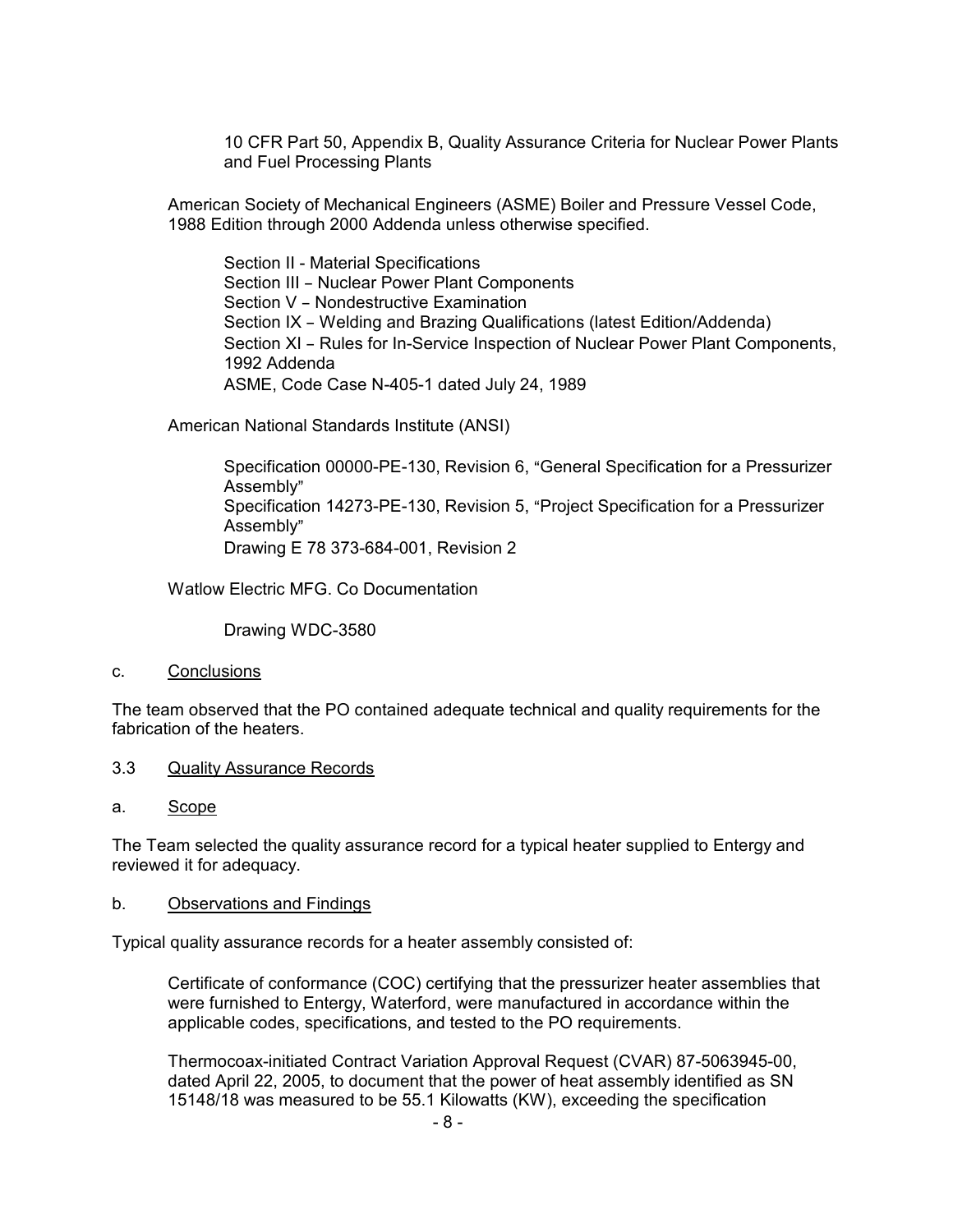10 CFR Part 50, Appendix B, Quality Assurance Criteria for Nuclear Power Plants and Fuel Processing Plants

American Society of Mechanical Engineers (ASME) Boiler and Pressure Vessel Code, 1988 Edition through 2000 Addenda unless otherwise specified.

Section II - Material Specifications
Section III – Nuclear Power Plant Components
Section V – Nondestructive Examination
Section IX – Welding and Brazing Qualifications (latest Edition/Addenda)
Section XI – Rules for In-Service Inspection of Nuclear Power Plant Components, 1992 Addenda
ASME, Code Case N-405-1 dated July 24, 1989

American National Standards Institute (ANSI)

Specification 00000-PE-130, Revision 6, "General Specification for a Pressurizer Assembly"
Specification 14273-PE-130, Revision 5, "Project Specification for a Pressurizer Assembly"
Drawing E 78 373-684-001, Revision 2

Watlow Electric MFG. Co Documentation

Drawing WDC-3580

c. Conclusions

The team observed that the PO contained adequate technical and quality requirements for the fabrication of the heaters.

3.3 Quality Assurance Records

a. Scope

The Team selected the quality assurance record for a typical heater supplied to Entergy and reviewed it for adequacy.

b. Observations and Findings

Typical quality assurance records for a heater assembly consisted of:

Certificate of conformance (COC) certifying that the pressurizer heater assemblies that were furnished to Entergy, Waterford, were manufactured in accordance within the applicable codes, specifications, and tested to the PO requirements.

Thermocoax-initiated Contract Variation Approval Request (CVAR) 87-5063945-00, dated April 22, 2005, to document that the power of heat assembly identified as SN 15148/18 was measured to be 55.1 Kilowatts (KW), exceeding the specification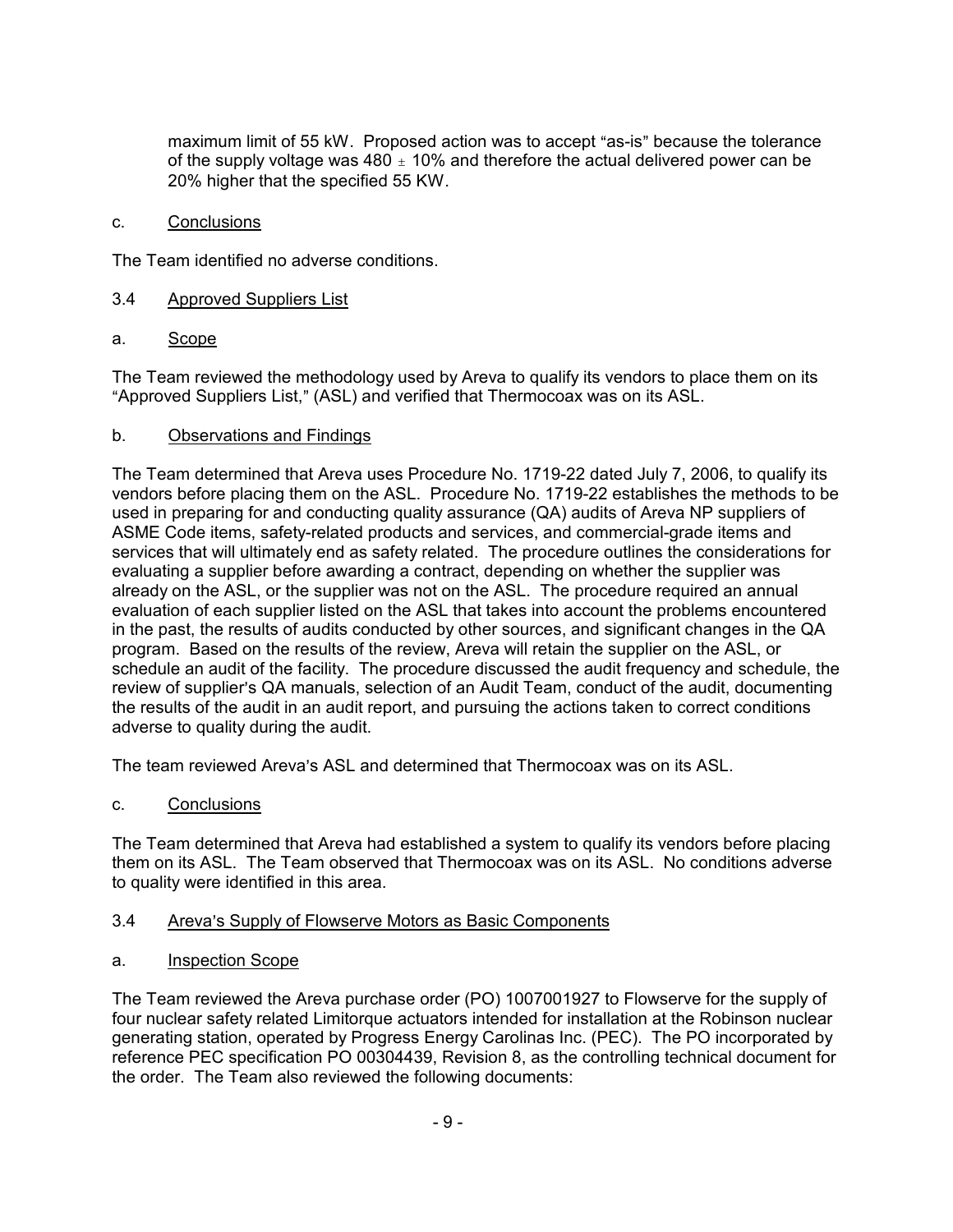maximum limit of 55 kW. Proposed action was to accept "as-is" because the tolerance of the supply voltage was 480 $\pm$ 10% and therefore the actual delivered power can be 20% higher that the specified 55 KW.

c. Conclusions

The Team identified no adverse conditions.

3.4 Approved Suppliers List

a. Scope

The Team reviewed the methodology used by Areva to qualify its vendors to place them on its "Approved Suppliers List," (ASL) and verified that Thermocoax was on its ASL.

b. Observations and Findings

The Team determined that Areva uses Procedure No. 1719-22 dated July 7, 2006, to qualify its vendors before placing them on the ASL. Procedure No. 1719-22 establishes the methods to be used in preparing for and conducting quality assurance (QA) audits of Areva NP suppliers of ASME Code items, safety-related products and services, and commercial-grade items and services that will ultimately end as safety related. The procedure outlines the considerations for evaluating a supplier before awarding a contract, depending on whether the supplier was already on the ASL, or the supplier was not on the ASL. The procedure required an annual evaluation of each supplier listed on the ASL that takes into account the problems encountered in the past, the results of audits conducted by other sources, and significant changes in the QA program. Based on the results of the review, Areva will retain the supplier on the ASL, or schedule an audit of the facility. The procedure discussed the audit frequency and schedule, the review of supplier's QA manuals, selection of an Audit Team, conduct of the audit, documenting the results of the audit in an audit report, and pursuing the actions taken to correct conditions adverse to quality during the audit.

The team reviewed Areva's ASL and determined that Thermocoax was on its ASL.

c. Conclusions

The Team determined that Areva had established a system to qualify its vendors before placing them on its ASL. The Team observed that Thermocoax was on its ASL. No conditions adverse to quality were identified in this area.

3.4 Areva's Supply of Flowserve Motors as Basic Components

a. Inspection Scope

The Team reviewed the Areva purchase order (PO) 1007001927 to Flowserve for the supply of four nuclear safety related Limitorque actuators intended for installation at the Robinson nuclear generating station, operated by Progress Energy Carolinas Inc. (PEC). The PO incorporated by reference PEC specification PO 00304439, Revision 8, as the controlling technical document for the order. The Team also reviewed the following documents: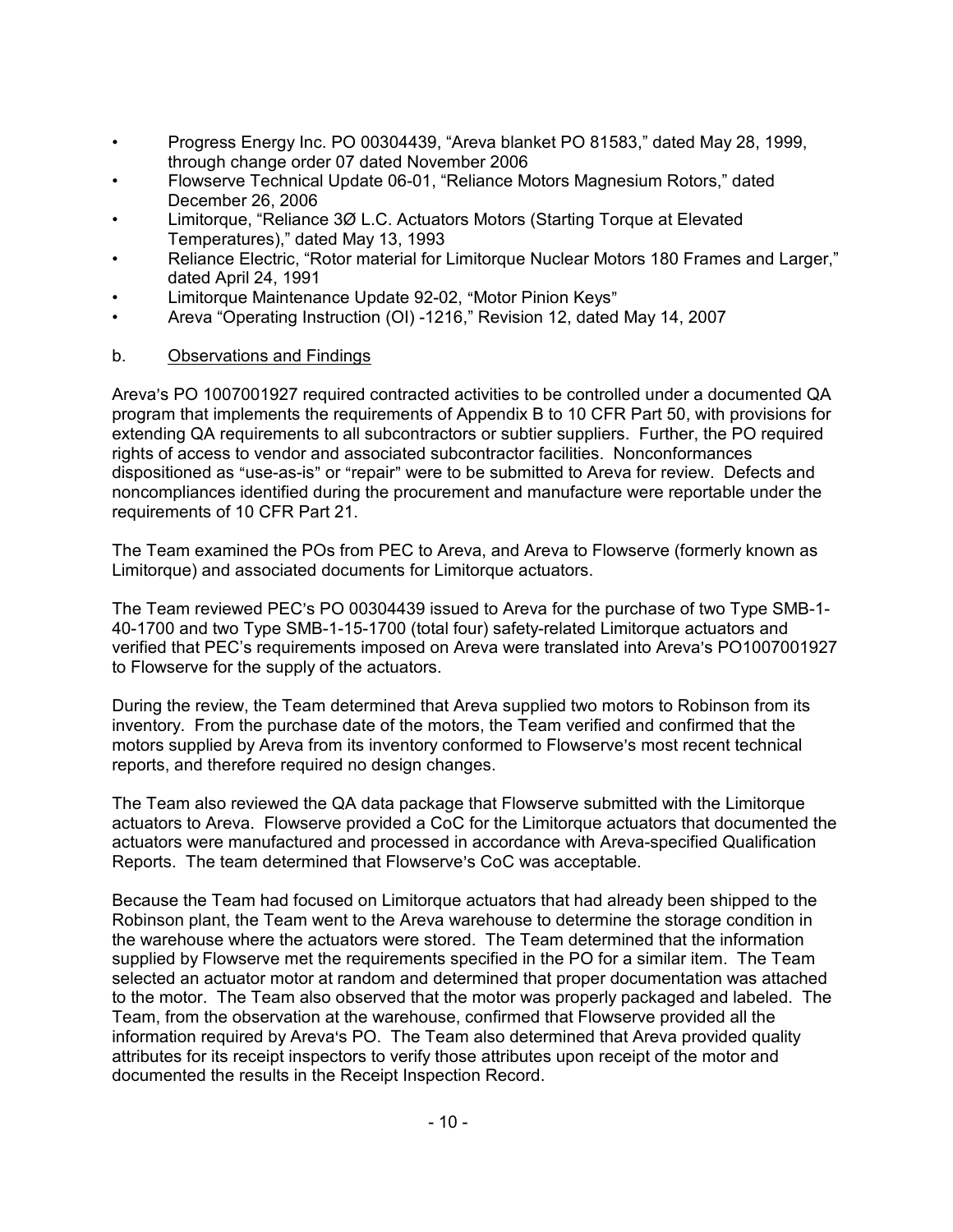- Progress Energy Inc. PO 00304439, "Areva blanket PO 81583," dated May 28, 1999, through change order 07 dated November 2006
- Flowserve Technical Update 06-01, "Reliance Motors Magnesium Rotors," dated December 26, 2006
- Limitorque, "Reliance 3Ø L.C. Actuators Motors (Starting Torque at Elevated Temperatures)," dated May 13, 1993
- Reliance Electric, "Rotor material for Limitorque Nuclear Motors 180 Frames and Larger," dated April 24, 1991
- Limitorque Maintenance Update 92-02, "Motor Pinion Keys"
- Areva "Operating Instruction (OI) -1216," Revision 12, dated May 14, 2007

b. Observations and Findings

Areva's PO 1007001927 required contracted activities to be controlled under a documented QA program that implements the requirements of Appendix B to 10 CFR Part 50, with provisions for extending QA requirements to all subcontractors or subtier suppliers. Further, the PO required rights of access to vendor and associated subcontractor facilities. Nonconformances dispositioned as "use-as-is" or "repair" were to be submitted to Areva for review. Defects and noncompliances identified during the procurement and manufacture were reportable under the requirements of 10 CFR Part 21.

The Team examined the POs from PEC to Areva, and Areva to Flowserve (formerly known as Limitorque) and associated documents for Limitorque actuators.

The Team reviewed PEC's PO 00304439 issued to Areva for the purchase of two Type SMB-1-40-1700 and two Type SMB-1-15-1700 (total four) safety-related Limitorque actuators and verified that PEC's requirements imposed on Areva were translated into Areva's PO1007001927 to Flowserve for the supply of the actuators.

During the review, the Team determined that Areva supplied two motors to Robinson from its inventory. From the purchase date of the motors, the Team verified and confirmed that the motors supplied by Areva from its inventory conformed to Flowserve's most recent technical reports, and therefore required no design changes.

The Team also reviewed the QA data package that Flowserve submitted with the Limitorque actuators to Areva. Flowserve provided a CoC for the Limitorque actuators that documented the actuators were manufactured and processed in accordance with Areva-specified Qualification Reports. The team determined that Flowserve's CoC was acceptable.

Because the Team had focused on Limitorque actuators that had already been shipped to the Robinson plant, the Team went to the Areva warehouse to determine the storage condition in the warehouse where the actuators were stored. The Team determined that the information supplied by Flowserve met the requirements specified in the PO for a similar item. The Team selected an actuator motor at random and determined that proper documentation was attached to the motor. The Team also observed that the motor was properly packaged and labeled. The Team, from the observation at the warehouse, confirmed that Flowserve provided all the information required by Areva's PO. The Team also determined that Areva provided quality attributes for its receipt inspectors to verify those attributes upon receipt of the motor and documented the results in the Receipt Inspection Record.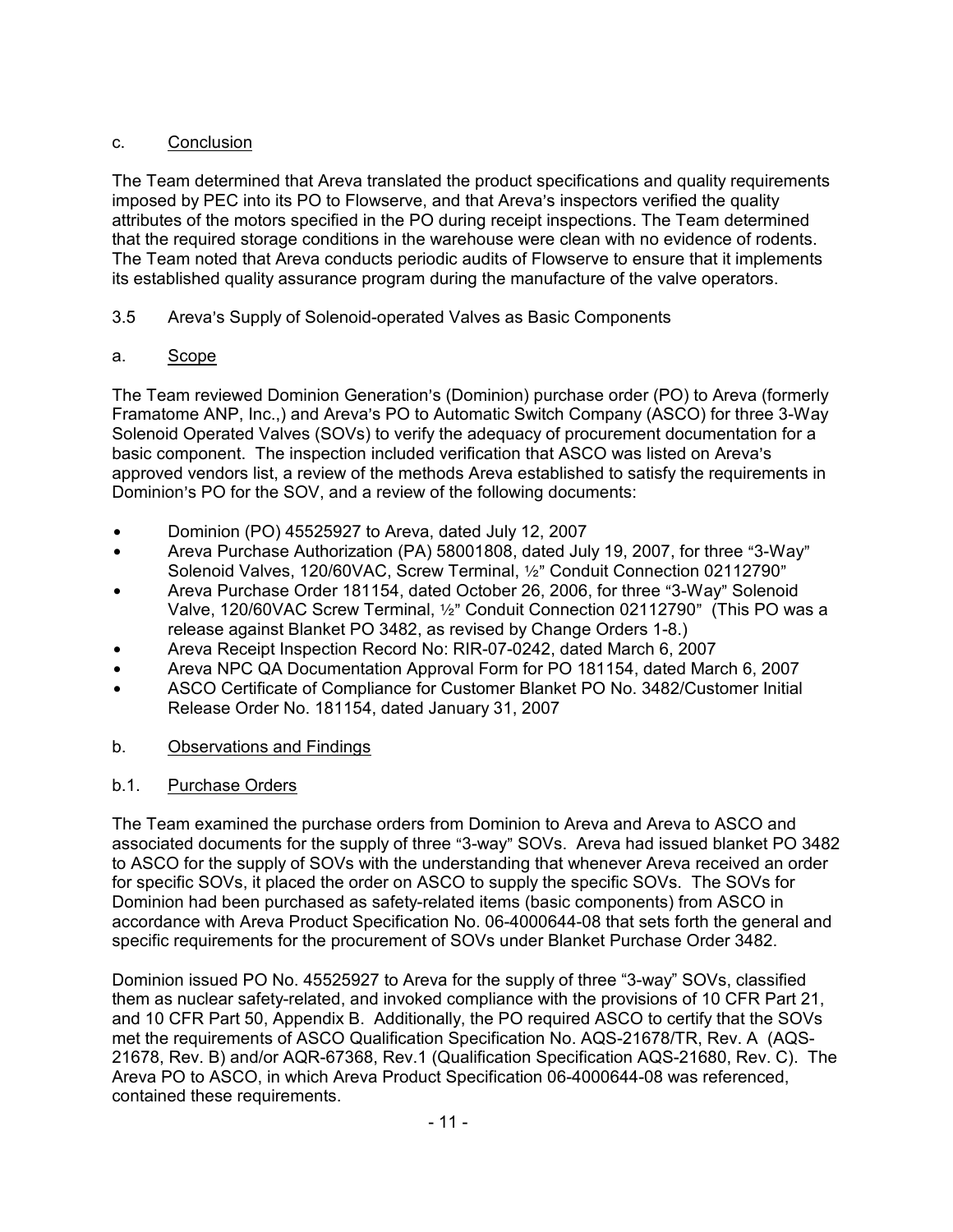c. Conclusion

The Team determined that Areva translated the product specifications and quality requirements imposed by PEC into its PO to Flowserve, and that Areva's inspectors verified the quality attributes of the motors specified in the PO during receipt inspections. The Team determined that the required storage conditions in the warehouse were clean with no evidence of rodents. The Team noted that Areva conducts periodic audits of Flowserve to ensure that it implements its established quality assurance program during the manufacture of the valve operators.

3.5 Areva's Supply of Solenoid-operated Valves as Basic Components

a. Scope

The Team reviewed Dominion Generation's (Dominion) purchase order (PO) to Areva (formerly Framatome ANP, Inc.,) and Areva's PO to Automatic Switch Company (ASCO) for three 3-Way Solenoid Operated Valves (SOVs) to verify the adequacy of procurement documentation for a basic component. The inspection included verification that ASCO was listed on Areva's approved vendors list, a review of the methods Areva established to satisfy the requirements in Dominion's PO for the SOV, and a review of the following documents:

- Dominion (PO) 45525927 to Areva, dated July 12, 2007
- Areva Purchase Authorization (PA) 58001808, dated July 19, 2007, for three "3-Way" Solenoid Valves, 120/60VAC, Screw Terminal, ½" Conduit Connection 02112790"
- Areva Purchase Order 181154, dated October 26, 2006, for three "3-Way" Solenoid Valve, 120/60VAC Screw Terminal, ½" Conduit Connection 02112790" (This PO was a release against Blanket PO 3482, as revised by Change Orders 1-8.)
- Areva Receipt Inspection Record No: RIR-07-0242, dated March 6, 2007
- Areva NPC QA Documentation Approval Form for PO 181154, dated March 6, 2007
- ASCO Certificate of Compliance for Customer Blanket PO No. 3482/Customer Initial Release Order No. 181154, dated January 31, 2007

b. Observations and Findings

b.1. Purchase Orders

The Team examined the purchase orders from Dominion to Areva and Areva to ASCO and associated documents for the supply of three "3-way" SOVs. Areva had issued blanket PO 3482 to ASCO for the supply of SOVs with the understanding that whenever Areva received an order for specific SOVs, it placed the order on ASCO to supply the specific SOVs. The SOVs for Dominion had been purchased as safety-related items (basic components) from ASCO in accordance with Areva Product Specification No. 06-4000644-08 that sets forth the general and specific requirements for the procurement of SOVs under Blanket Purchase Order 3482.

Dominion issued PO No. 45525927 to Areva for the supply of three "3-way" SOVs, classified them as nuclear safety-related, and invoked compliance with the provisions of 10 CFR Part 21, and 10 CFR Part 50, Appendix B. Additionally, the PO required ASCO to certify that the SOVs met the requirements of ASCO Qualification Specification No. AQS-21678/TR, Rev. A (AQS-21678, Rev. B) and/or AQR-67368, Rev.1 (Qualification Specification AQS-21680, Rev. C). The Areva PO to ASCO, in which Areva Product Specification 06-4000644-08 was referenced, contained these requirements.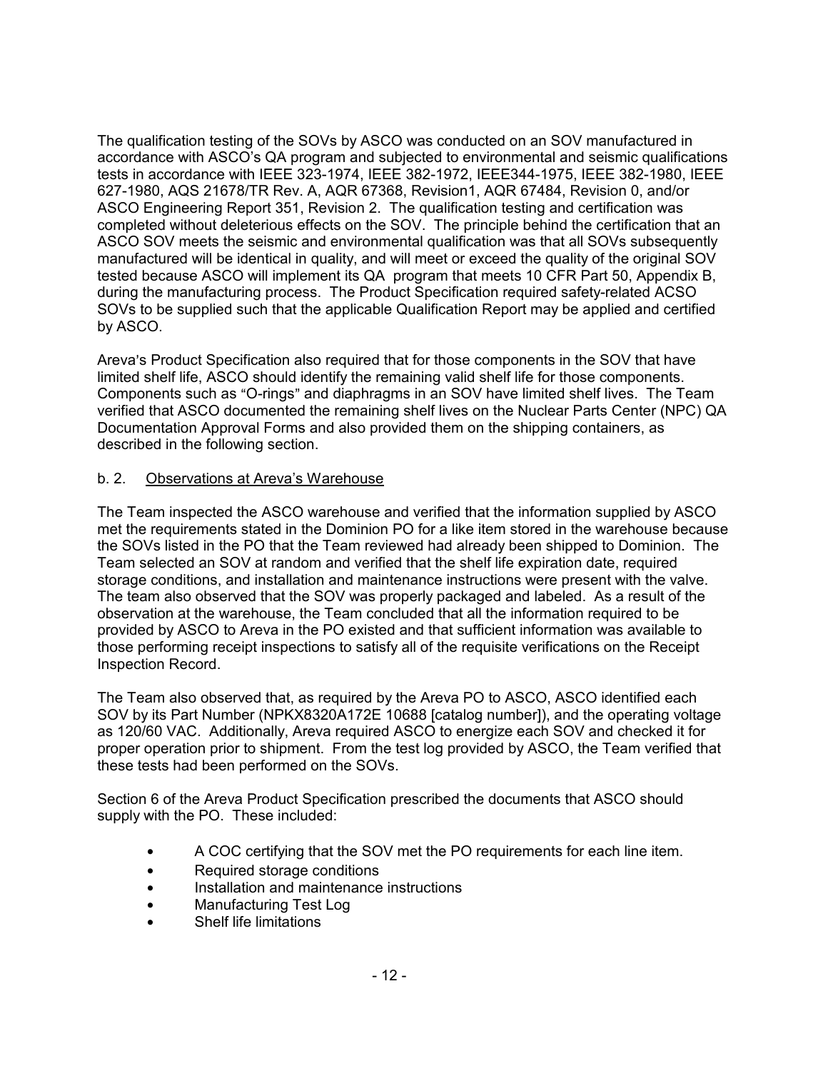The qualification testing of the SOVs by ASCO was conducted on an SOV manufactured in accordance with ASCO's QA program and subjected to environmental and seismic qualifications tests in accordance with IEEE 323-1974, IEEE 382-1972, IEEE344-1975, IEEE 382-1980, IEEE 627-1980, AQS 21678/TR Rev. A, AQR 67368, Revision1, AQR 67484, Revision 0, and/or ASCO Engineering Report 351, Revision 2. The qualification testing and certification was completed without deleterious effects on the SOV. The principle behind the certification that an ASCO SOV meets the seismic and environmental qualification was that all SOVs subsequently manufactured will be identical in quality, and will meet or exceed the quality of the original SOV tested because ASCO will implement its QA program that meets 10 CFR Part 50, Appendix B, during the manufacturing process. The Product Specification required safety-related ACSO SOVs to be supplied such that the applicable Qualification Report may be applied and certified by ASCO.

Areva's Product Specification also required that for those components in the SOV that have limited shelf life, ASCO should identify the remaining valid shelf life for those components. Components such as "O-rings" and diaphragms in an SOV have limited shelf lives. The Team verified that ASCO documented the remaining shelf lives on the Nuclear Parts Center (NPC) QA Documentation Approval Forms and also provided them on the shipping containers, as described in the following section.

b. 2. Observations at Areva's Warehouse

The Team inspected the ASCO warehouse and verified that the information supplied by ASCO met the requirements stated in the Dominion PO for a like item stored in the warehouse because the SOVs listed in the PO that the Team reviewed had already been shipped to Dominion. The Team selected an SOV at random and verified that the shelf life expiration date, required storage conditions, and installation and maintenance instructions were present with the valve. The team also observed that the SOV was properly packaged and labeled. As a result of the observation at the warehouse, the Team concluded that all the information required to be provided by ASCO to Areva in the PO existed and that sufficient information was available to those performing receipt inspections to satisfy all of the requisite verifications on the Receipt Inspection Record.

The Team also observed that, as required by the Areva PO to ASCO, ASCO identified each SOV by its Part Number (NPKX8320A172E 10688 [catalog number]), and the operating voltage as 120/60 VAC. Additionally, Areva required ASCO to energize each SOV and checked it for proper operation prior to shipment. From the test log provided by ASCO, the Team verified that these tests had been performed on the SOVs.

Section 6 of the Areva Product Specification prescribed the documents that ASCO should supply with the PO. These included:

- A COC certifying that the SOV met the PO requirements for each line item.
- Required storage conditions
- Installation and maintenance instructions
- Manufacturing Test Log
- Shelf life limitations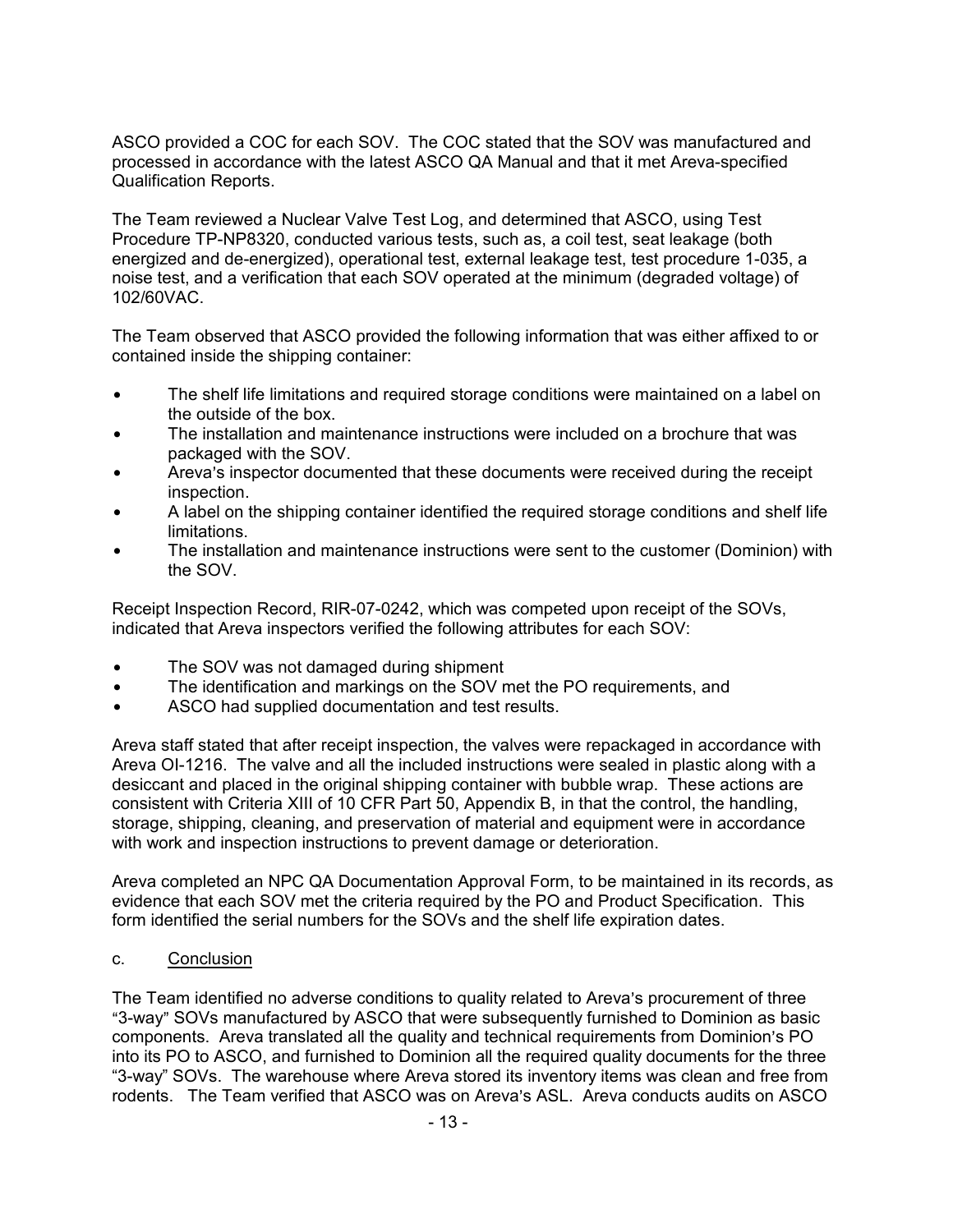ASCO provided a COC for each SOV. The COC stated that the SOV was manufactured and processed in accordance with the latest ASCO QA Manual and that it met Areva-specified Qualification Reports.

The Team reviewed a Nuclear Valve Test Log, and determined that ASCO, using Test Procedure TP-NP8320, conducted various tests, such as, a coil test, seat leakage (both energized and de-energized), operational test, external leakage test, test procedure 1-035, a noise test, and a verification that each SOV operated at the minimum (degraded voltage) of 102/60VAC.

The Team observed that ASCO provided the following information that was either affixed to or contained inside the shipping container:

- The shelf life limitations and required storage conditions were maintained on a label on the outside of the box.
- The installation and maintenance instructions were included on a brochure that was packaged with the SOV.
- Areva's inspector documented that these documents were received during the receipt inspection.
- A label on the shipping container identified the required storage conditions and shelf life limitations.
- The installation and maintenance instructions were sent to the customer (Dominion) with the SOV.

Receipt Inspection Record, RIR-07-0242, which was competed upon receipt of the SOVs, indicated that Areva inspectors verified the following attributes for each SOV:

- The SOV was not damaged during shipment
- The identification and markings on the SOV met the PO requirements, and
- ASCO had supplied documentation and test results.

Areva staff stated that after receipt inspection, the valves were repackaged in accordance with Areva OI-1216. The valve and all the included instructions were sealed in plastic along with a desiccant and placed in the original shipping container with bubble wrap. These actions are consistent with Criteria XIII of 10 CFR Part 50, Appendix B, in that the control, the handling, storage, shipping, cleaning, and preservation of material and equipment were in accordance with work and inspection instructions to prevent damage or deterioration.

Areva completed an NPC QA Documentation Approval Form, to be maintained in its records, as evidence that each SOV met the criteria required by the PO and Product Specification. This form identified the serial numbers for the SOVs and the shelf life expiration dates.

c. <u>Conclusion</u>

The Team identified no adverse conditions to quality related to Areva's procurement of three "3-way" SOVs manufactured by ASCO that were subsequently furnished to Dominion as basic components. Areva translated all the quality and technical requirements from Dominion's PO into its PO to ASCO, and furnished to Dominion all the required quality documents for the three "3-way" SOVs. The warehouse where Areva stored its inventory items was clean and free from rodents. The Team verified that ASCO was on Areva's ASL. Areva conducts audits on ASCO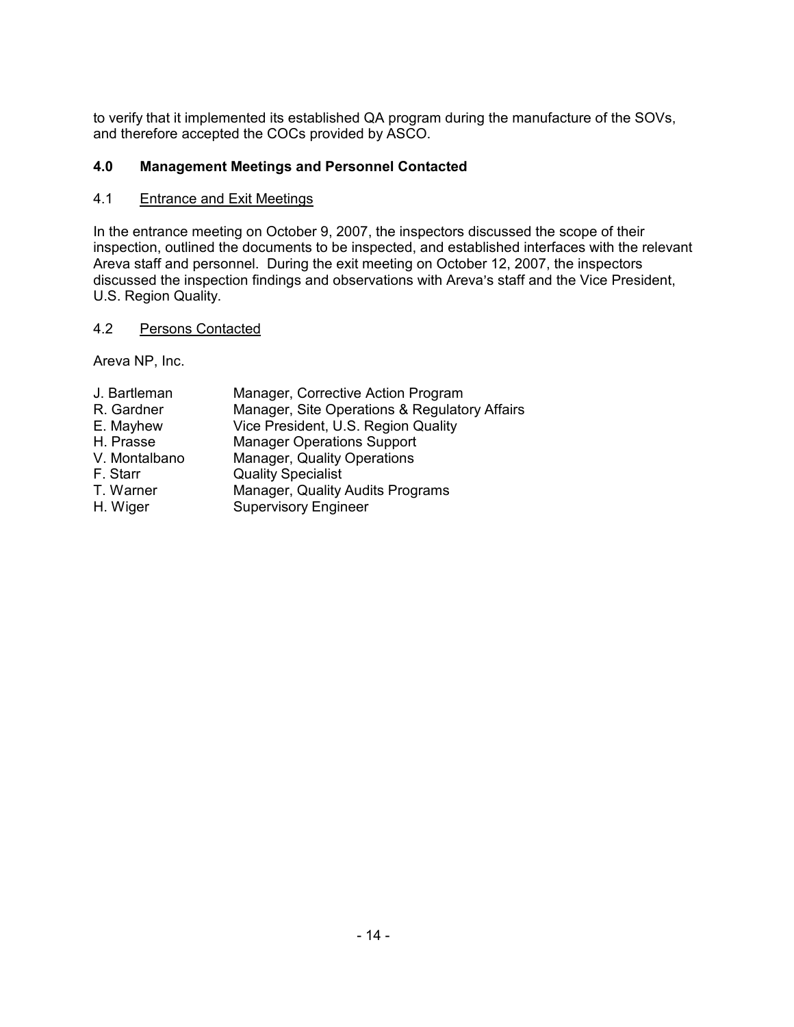to verify that it implemented its established QA program during the manufacture of the SOVs, and therefore accepted the COCs provided by ASCO.

## 4.0 Management Meetings and Personnel Contacted

### 4.1 Entrance and Exit Meetings

In the entrance meeting on October 9, 2007, the inspectors discussed the scope of their inspection, outlined the documents to be inspected, and established interfaces with the relevant Areva staff and personnel. During the exit meeting on October 12, 2007, the inspectors discussed the inspection findings and observations with Areva's staff and the Vice President, U.S. Region Quality.

### 4.2 Persons Contacted

Areva NP, Inc.

| | |
|---|---|
| J. Bartleman | Manager, Corrective Action Program |
| R. Gardner | Manager, Site Operations & Regulatory Affairs |
| E. Mayhew | Vice President, U.S. Region Quality |
| H. Prasse | Manager Operations Support |
| V. Montalbano | Manager, Quality Operations |
| F. Starr | Quality Specialist |
| T. Warner | Manager, Quality Audits Programs |
| H. Wiger | Supervisory Engineer |